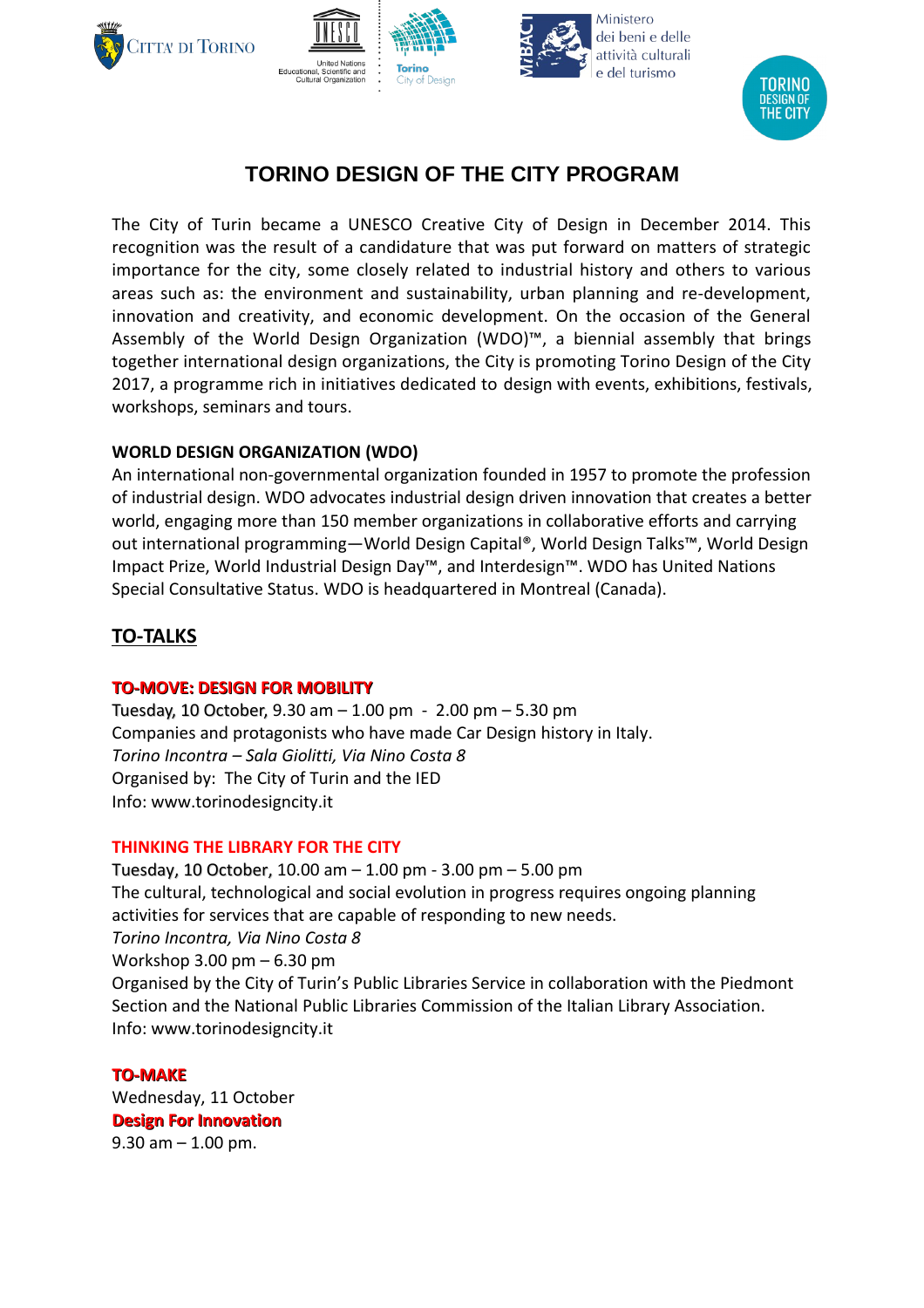# TORINO DESIGN OF THE CITY PROGRAM

The City of Turin became a UNESCO Creative City of Design in December 2014. This recognition was the result of a candidature that was put forward on matters of strategic importance for the city, some closely related to industrial history and others to various areas such as: the environment and sustainability, urban planning and re-development, innovation and creativity, and economic development. On the occasion of the General Assembly of the World Design Organization (WDO)™, a biennial assembly that brings together international design organizations, the City is promoting Torino Design of the City 2017, a programme rich in initiatives dedicated to design with events, exhibitions, festivals, workshops, seminars and tours.

**WORLD DESIGN ORGANIZATION (WDO)**

An international non-governmental organization founded in 1957 to promote the profession of industrial design. WDO advocates industrial design driven innovation that creates a better world, engaging more than 150 member organizations in collaborative efforts and carrying out international programming—World Design Capital®, World Design Talks™, World Design Impact Prize, World Industrial Design Day™, and Interdesign™. WDO has United Nations Special Consultative Status. WDO is headquartered in Montreal (Canada).

## TO-TALKS

**TO-MOVE: DESIGN FOR MOBILITY**

Tuesday, 10 October, 9.30 am – 1.00 pm - 2.00 pm – 5.30 pm
Companies and protagonists who have made Car Design history in Italy.
*Torino Incontra – Sala Giolitti, Via Nino Costa 8*
Organised by: The City of Turin and the IED
Info: www.torinodesigncity.it

**THINKING THE LIBRARY FOR THE CITY**

Tuesday, 10 October, 10.00 am – 1.00 pm - 3.00 pm – 5.00 pm
The cultural, technological and social evolution in progress requires ongoing planning activities for services that are capable of responding to new needs.
*Torino Incontra, Via Nino Costa 8*
Workshop 3.00 pm – 6.30 pm
Organised by the City of Turin's Public Libraries Service in collaboration with the Piedmont Section and the National Public Libraries Commission of the Italian Library Association.
Info: www.torinodesigncity.it

**TO-MAKE**

Wednesday, 11 October
**Design For Innovation**
9.30 am – 1.00 pm.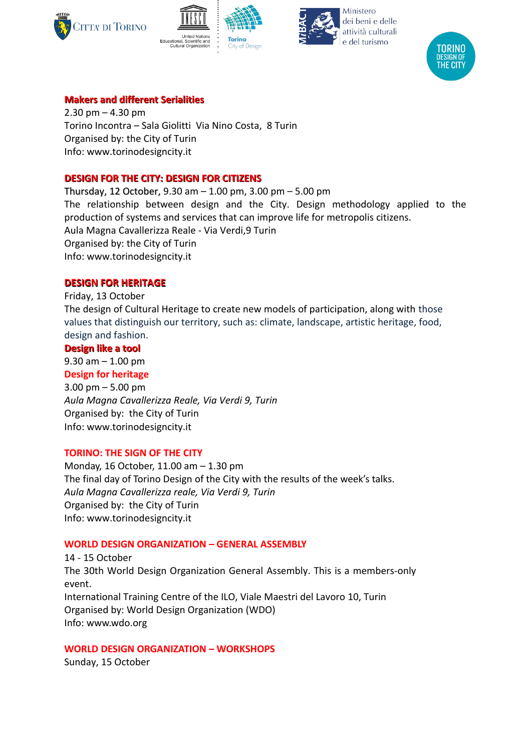**Makers and different Serialities**

2.30 pm – 4.30 pm
Torino Incontra – Sala Giolitti Via Nino Costa, 8 Turin
Organised by: the City of Turin
Info: www.torinodesigncity.it

**DESIGN FOR THE CITY: DESIGN FOR CITIZENS**

Thursday, 12 October, 9.30 am – 1.00 pm, 3.00 pm – 5.00 pm
The relationship between design and the City. Design methodology applied to the production of systems and services that can improve life for metropolis citizens.
Aula Magna Cavallerizza Reale - Via Verdi,9 Turin
Organised by: the City of Turin
Info: www.torinodesigncity.it

**DESIGN FOR HERITAGE**

Friday, 13 October
The design of Cultural Heritage to create new models of participation, along with those values that distinguish our territory, such as: climate, landscape, artistic heritage, food, design and fashion.

**Design like a tool**

9.30 am – 1.00 pm

**Design for heritage**

3.00 pm – 5.00 pm
*Aula Magna Cavallerizza Reale, Via Verdi 9, Turin*
Organised by: the City of Turin
Info: www.torinodesigncity.it

**TORINO: THE SIGN OF THE CITY**

Monday, 16 October, 11.00 am – 1.30 pm
The final day of Torino Design of the City with the results of the week's talks.
*Aula Magna Cavallerizza reale, Via Verdi 9, Turin*
Organised by: the City of Turin
Info: www.torinodesigncity.it

**WORLD DESIGN ORGANIZATION – GENERAL ASSEMBLY**

14 - 15 October
The 30th World Design Organization General Assembly. This is a members-only event.
International Training Centre of the ILO, Viale Maestri del Lavoro 10, Turin
Organised by: World Design Organization (WDO)
Info: www.wdo.org

**WORLD DESIGN ORGANIZATION – WORKSHOPS**

Sunday, 15 October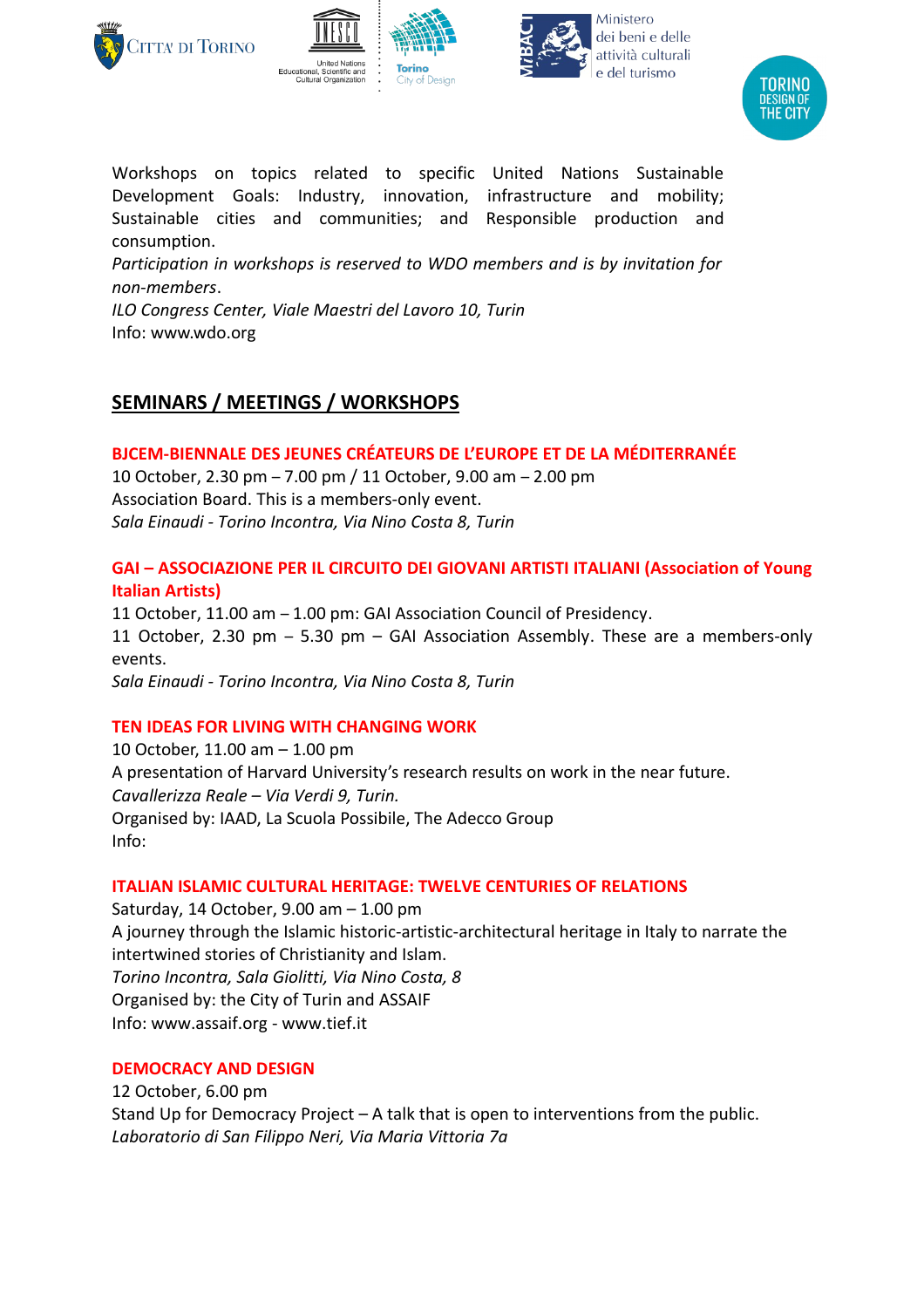Workshops on topics related to specific United Nations Sustainable Development Goals: Industry, innovation, infrastructure and mobility; Sustainable cities and communities; and Responsible production and consumption.

*Participation in workshops is reserved to WDO members and is by invitation for non-members*.

*ILO Congress Center, Viale Maestri del Lavoro 10, Turin*

Info: www.wdo.org

## SEMINARS / MEETINGS / WORKSHOPS

### BJCEM-BIENNALE DES JEUNES CRÉATEURS DE L'EUROPE ET DE LA MÉDITERRANÉE

10 October, 2.30 pm – 7.00 pm / 11 October, 9.00 am – 2.00 pm

Association Board. This is a members-only event.

*Sala Einaudi - Torino Incontra, Via Nino Costa 8, Turin*

### GAI – ASSOCIAZIONE PER IL CIRCUITO DEI GIOVANI ARTISTI ITALIANI (Association of Young Italian Artists)

11 October, 11.00 am – 1.00 pm: GAI Association Council of Presidency.

11 October, 2.30 pm – 5.30 pm – GAI Association Assembly. These are a members-only events.

*Sala Einaudi - Torino Incontra, Via Nino Costa 8, Turin*

### TEN IDEAS FOR LIVING WITH CHANGING WORK

10 October, 11.00 am – 1.00 pm

A presentation of Harvard University's research results on work in the near future.

*Cavallerizza Reale – Via Verdi 9, Turin.*

Organised by: IAAD, La Scuola Possibile, The Adecco Group

Info:

### ITALIAN ISLAMIC CULTURAL HERITAGE: TWELVE CENTURIES OF RELATIONS

Saturday, 14 October, 9.00 am – 1.00 pm

A journey through the Islamic historic-artistic-architectural heritage in Italy to narrate the intertwined stories of Christianity and Islam.

*Torino Incontra, Sala Giolitti, Via Nino Costa, 8*

Organised by: the City of Turin and ASSAIF

Info: www.assaif.org - www.tief.it

### DEMOCRACY AND DESIGN

12 October, 6.00 pm

Stand Up for Democracy Project – A talk that is open to interventions from the public.

*Laboratorio di San Filippo Neri, Via Maria Vittoria 7a*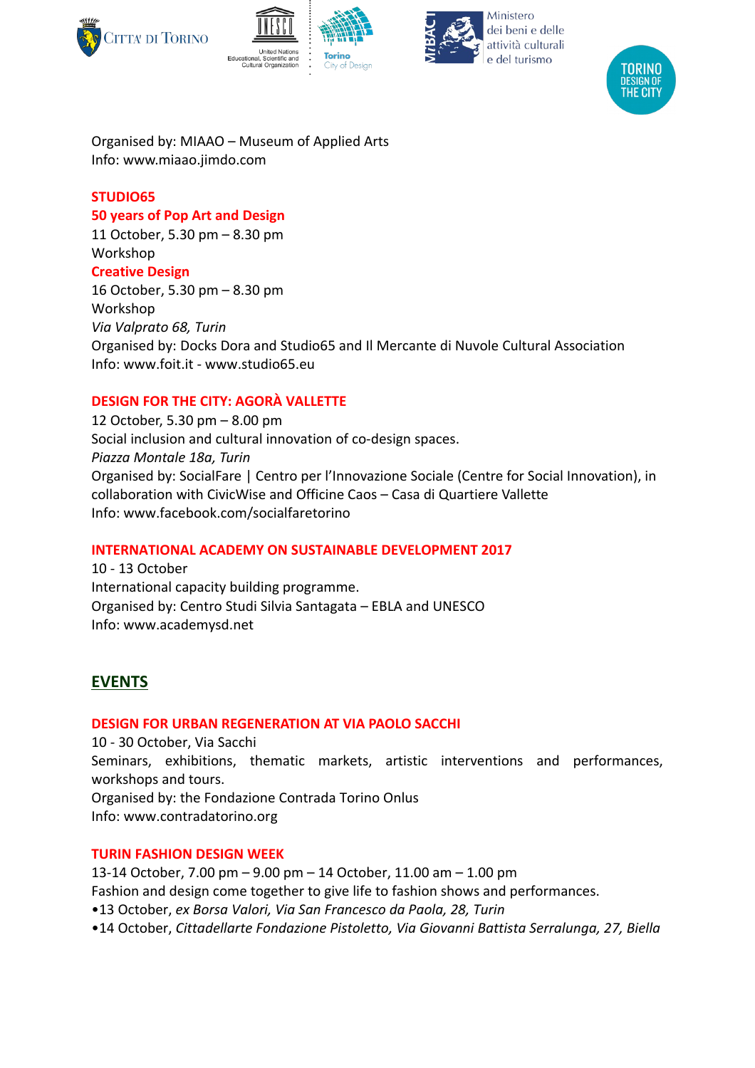Organised by: MIAAO – Museum of Applied Arts
Info: www.miaao.jimdo.com

**STUDIO65**

**50 years of Pop Art and Design**
11 October, 5.30 pm – 8.30 pm
Workshop

**Creative Design**
16 October, 5.30 pm – 8.30 pm
Workshop
*Via Valprato 68, Turin*
Organised by: Docks Dora and Studio65 and Il Mercante di Nuvole Cultural Association
Info: www.foit.it - www.studio65.eu

**DESIGN FOR THE CITY: AGORÀ VALLETTE**
12 October, 5.30 pm – 8.00 pm
Social inclusion and cultural innovation of co-design spaces.
*Piazza Montale 18a, Turin*
Organised by: SocialFare | Centro per l'Innovazione Sociale (Centre for Social Innovation), in collaboration with CivicWise and Officine Caos – Casa di Quartiere Vallette
Info: www.facebook.com/socialfaretorino

**INTERNATIONAL ACADEMY ON SUSTAINABLE DEVELOPMENT 2017**
10 - 13 October
International capacity building programme.
Organised by: Centro Studi Silvia Santagata – EBLA and UNESCO
Info: www.academysd.net

## EVENTS

**DESIGN FOR URBAN REGENERATION AT VIA PAOLO SACCHI**
10 - 30 October, Via Sacchi
Seminars, exhibitions, thematic markets, artistic interventions and performances, workshops and tours.
Organised by: the Fondazione Contrada Torino Onlus
Info: www.contradatorino.org

**TURIN FASHION DESIGN WEEK**
13-14 October, 7.00 pm – 9.00 pm – 14 October, 11.00 am – 1.00 pm
Fashion and design come together to give life to fashion shows and performances.
- 13 October, *ex Borsa Valori, Via San Francesco da Paola, 28, Turin*
- 14 October, *Cittadellarte Fondazione Pistoletto, Via Giovanni Battista Serralunga, 27, Biella*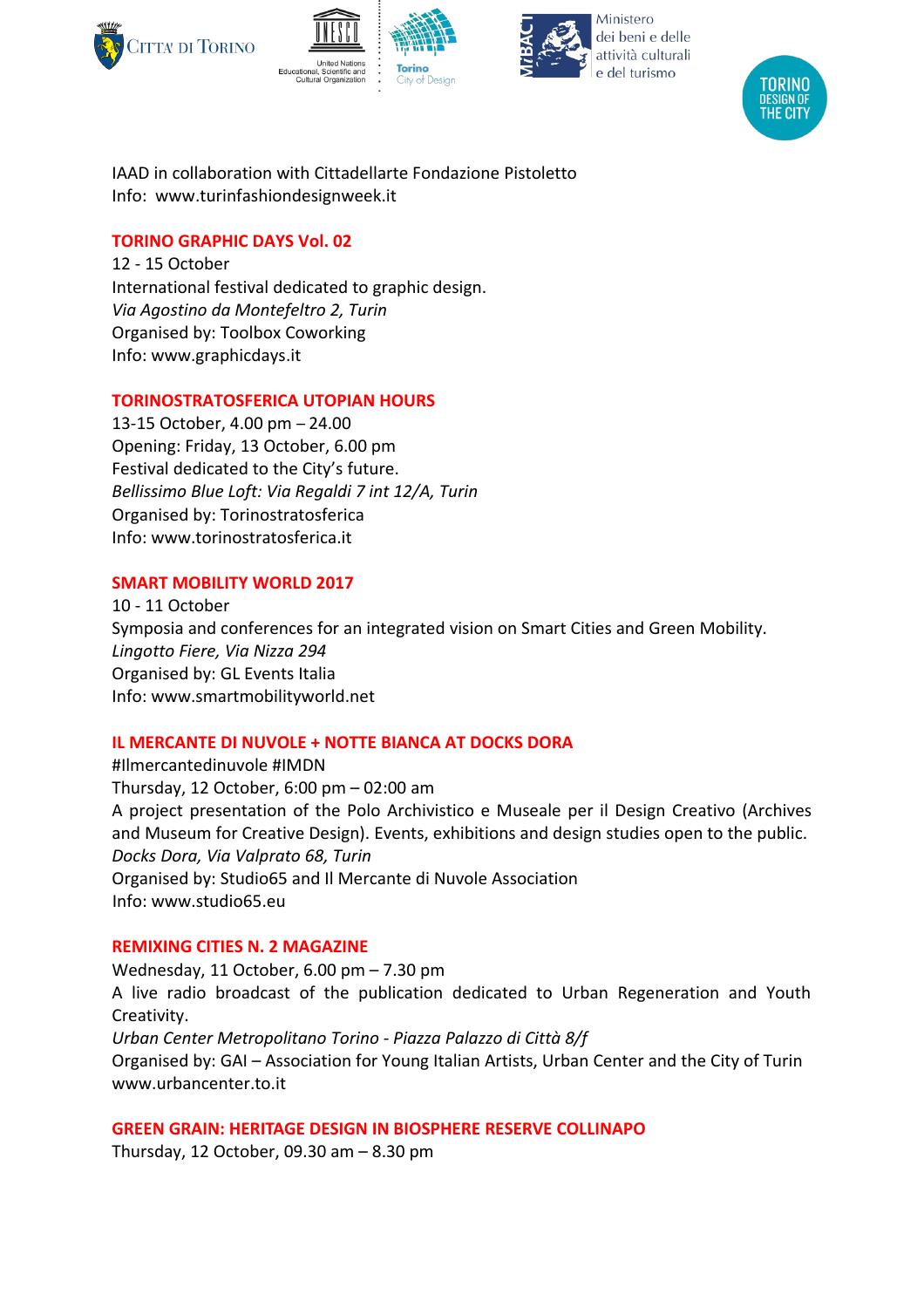IAAD in collaboration with Cittadellarte Fondazione Pistoletto
Info: www.turinfashiondesignweek.it

## TORINO GRAPHIC DAYS Vol. 02

12 - 15 October
International festival dedicated to graphic design.
*Via Agostino da Montefeltro 2, Turin*
Organised by: Toolbox Coworking
Info: www.graphicdays.it

## TORINOSTRATOSFERICA UTOPIAN HOURS

13-15 October, 4.00 pm – 24.00
Opening: Friday, 13 October, 6.00 pm
Festival dedicated to the City's future.
*Bellissimo Blue Loft: Via Regaldi 7 int 12/A, Turin*
Organised by: Torinostratosferica
Info: www.torinostratosferica.it

## SMART MOBILITY WORLD 2017

10 - 11 October
Symposia and conferences for an integrated vision on Smart Cities and Green Mobility.
*Lingotto Fiere, Via Nizza 294*
Organised by: GL Events Italia
Info: www.smartmobilityworld.net

## IL MERCANTE DI NUVOLE + NOTTE BIANCA AT DOCKS DORA

#Ilmercantedinuvole #IMDN
Thursday, 12 October, 6:00 pm – 02:00 am
A project presentation of the Polo Archivistico e Museale per il Design Creativo (Archives and Museum for Creative Design). Events, exhibitions and design studies open to the public.
*Docks Dora, Via Valprato 68, Turin*
Organised by: Studio65 and Il Mercante di Nuvole Association
Info: www.studio65.eu

## REMIXING CITIES N. 2 MAGAZINE

Wednesday, 11 October, 6.00 pm – 7.30 pm
A live radio broadcast of the publication dedicated to Urban Regeneration and Youth Creativity.
*Urban Center Metropolitano Torino - Piazza Palazzo di Città 8/f*
Organised by: GAI – Association for Young Italian Artists, Urban Center and the City of Turin
www.urbancenter.to.it

## GREEN GRAIN: HERITAGE DESIGN IN BIOSPHERE RESERVE COLLINAPO

Thursday, 12 October, 09.30 am – 8.30 pm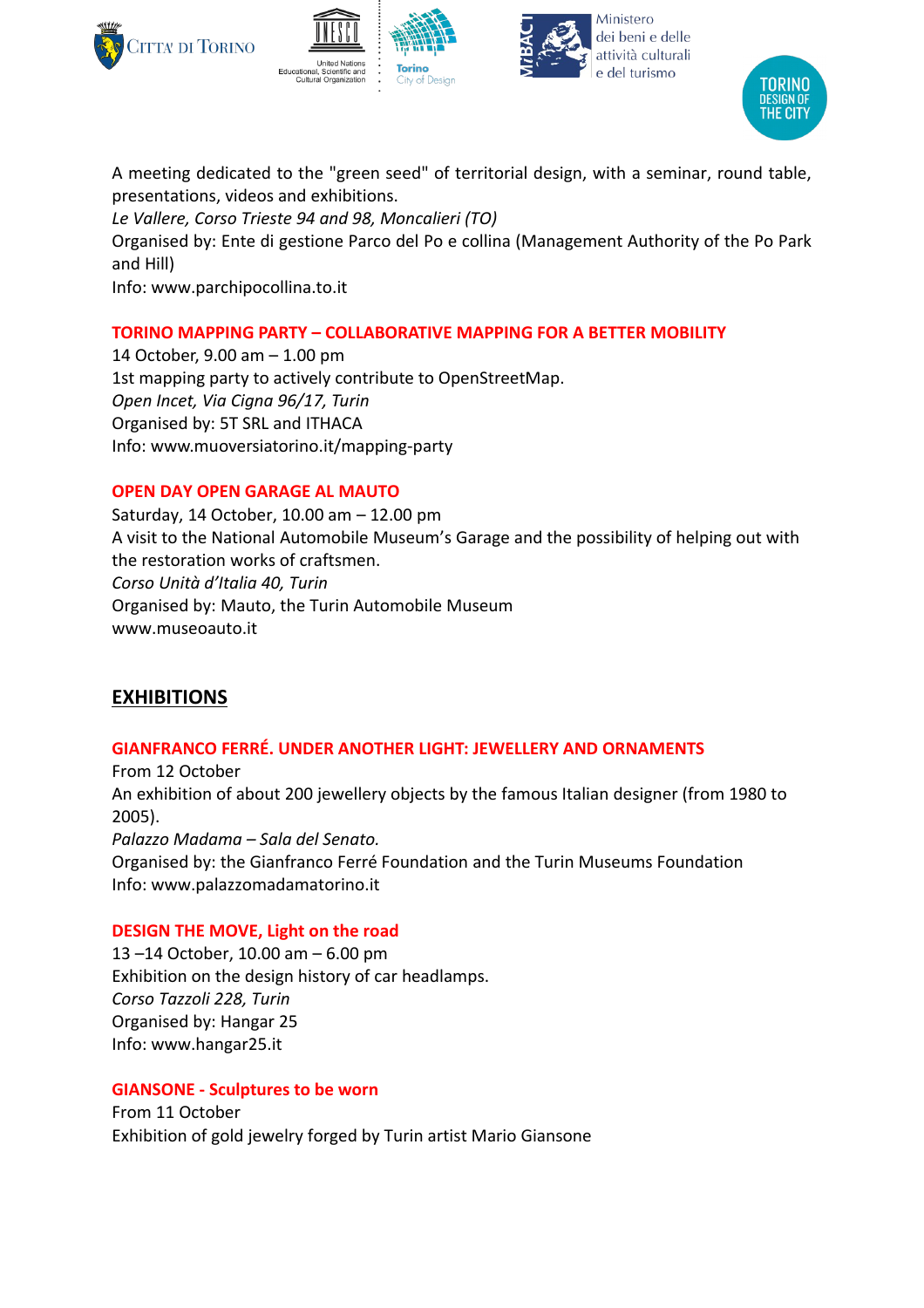A meeting dedicated to the "green seed" of territorial design, with a seminar, round table, presentations, videos and exhibitions.
*Le Vallere, Corso Trieste 94 and 98, Moncalieri (TO)*
Organised by: Ente di gestione Parco del Po e collina (Management Authority of the Po Park and Hill)
Info: www.parchipocollina.to.it

**TORINO MAPPING PARTY – COLLABORATIVE MAPPING FOR A BETTER MOBILITY**
14 October, 9.00 am – 1.00 pm
1st mapping party to actively contribute to OpenStreetMap.
*Open Incet, Via Cigna 96/17, Turin*
Organised by: 5T SRL and ITHACA
Info: www.muoversiatorino.it/mapping-party

**OPEN DAY OPEN GARAGE AL MAUTO**
Saturday, 14 October, 10.00 am – 12.00 pm
A visit to the National Automobile Museum's Garage and the possibility of helping out with the restoration works of craftsmen.
*Corso Unità d'Italia 40, Turin*
Organised by: Mauto, the Turin Automobile Museum
www.museoauto.it

## EXHIBITIONS

**GIANFRANCO FERRÉ. UNDER ANOTHER LIGHT: JEWELLERY AND ORNAMENTS**
From 12 October
An exhibition of about 200 jewellery objects by the famous Italian designer (from 1980 to 2005).
*Palazzo Madama – Sala del Senato.*
Organised by: the Gianfranco Ferré Foundation and the Turin Museums Foundation
Info: www.palazzomadamatorino.it

**DESIGN THE MOVE, Light on the road**
13 –14 October, 10.00 am – 6.00 pm
Exhibition on the design history of car headlamps.
*Corso Tazzoli 228, Turin*
Organised by: Hangar 25
Info: www.hangar25.it

**GIANSONE - Sculptures to be worn**
From 11 October
Exhibition of gold jewelry forged by Turin artist Mario Giansone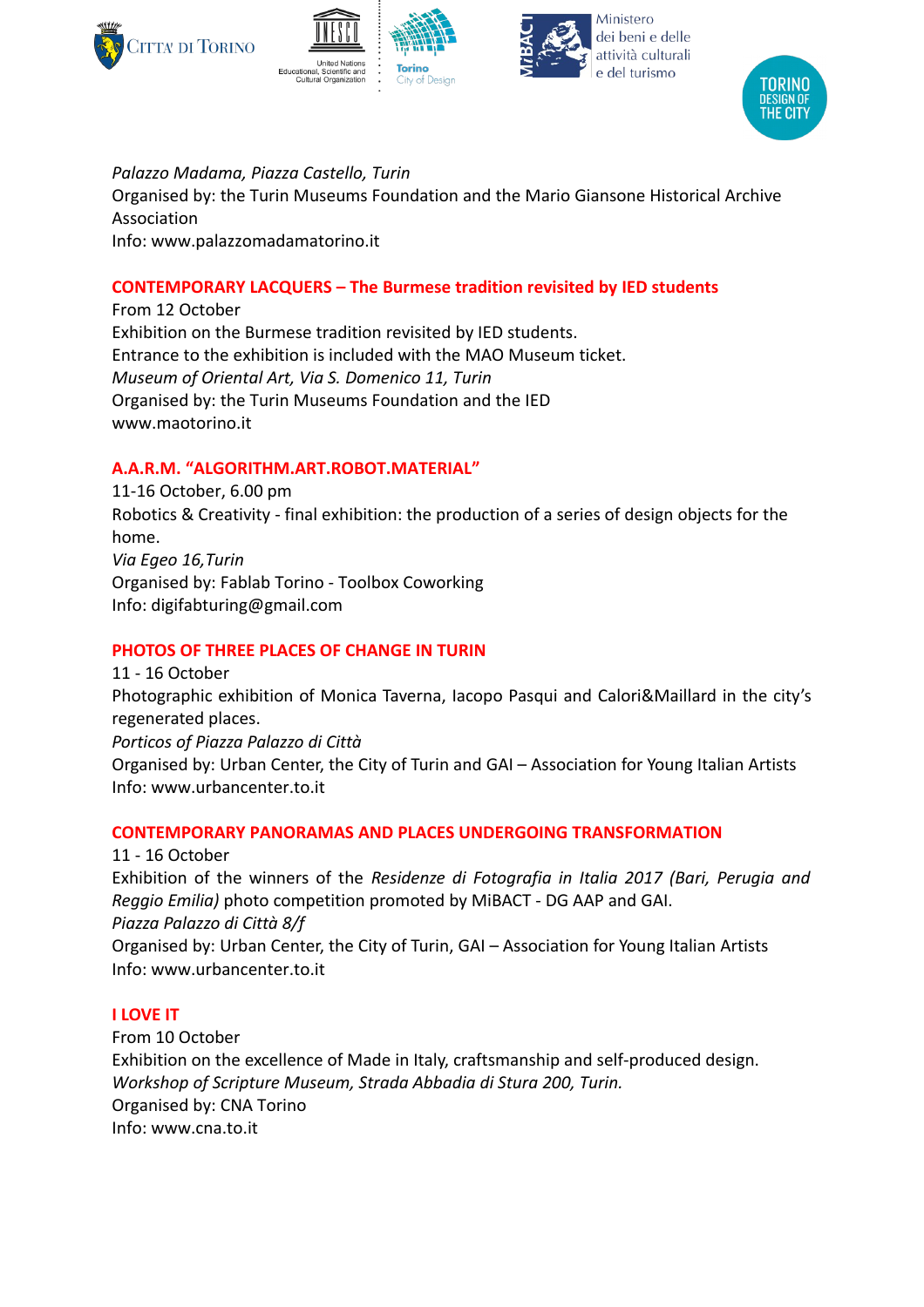*Palazzo Madama, Piazza Castello, Turin*
Organised by: the Turin Museums Foundation and the Mario Giansone Historical Archive Association
Info: www.palazzomadamatorino.it

**CONTEMPORARY LACQUERS – The Burmese tradition revisited by IED students**
From 12 October
Exhibition on the Burmese tradition revisited by IED students.
Entrance to the exhibition is included with the MAO Museum ticket.
*Museum of Oriental Art, Via S. Domenico 11, Turin*
Organised by: the Turin Museums Foundation and the IED
www.maotorino.it

**A.A.R.M. "ALGORITHM.ART.ROBOT.MATERIAL"**
11-16 October, 6.00 pm
Robotics & Creativity - final exhibition: the production of a series of design objects for the home.
*Via Egeo 16,Turin*
Organised by: Fablab Torino - Toolbox Coworking
Info: digifabturing@gmail.com

**PHOTOS OF THREE PLACES OF CHANGE IN TURIN**
11 - 16 October
Photographic exhibition of Monica Taverna, Iacopo Pasqui and Calori&Maillard in the city's regenerated places.
*Porticos of Piazza Palazzo di Città*
Organised by: Urban Center, the City of Turin and GAI – Association for Young Italian Artists
Info: www.urbancenter.to.it

**CONTEMPORARY PANORAMAS AND PLACES UNDERGOING TRANSFORMATION**
11 - 16 October
Exhibition of the winners of the *Residenze di Fotografia in Italia 2017 (Bari, Perugia and Reggio Emilia)* photo competition promoted by MiBACT - DG AAP and GAI.
*Piazza Palazzo di Città 8/f*
Organised by: Urban Center, the City of Turin, GAI – Association for Young Italian Artists
Info: www.urbancenter.to.it

**I LOVE IT**
From 10 October
Exhibition on the excellence of Made in Italy, craftsmanship and self-produced design.
*Workshop of Scripture Museum, Strada Abbadia di Stura 200, Turin.*
Organised by: CNA Torino
Info: www.cna.to.it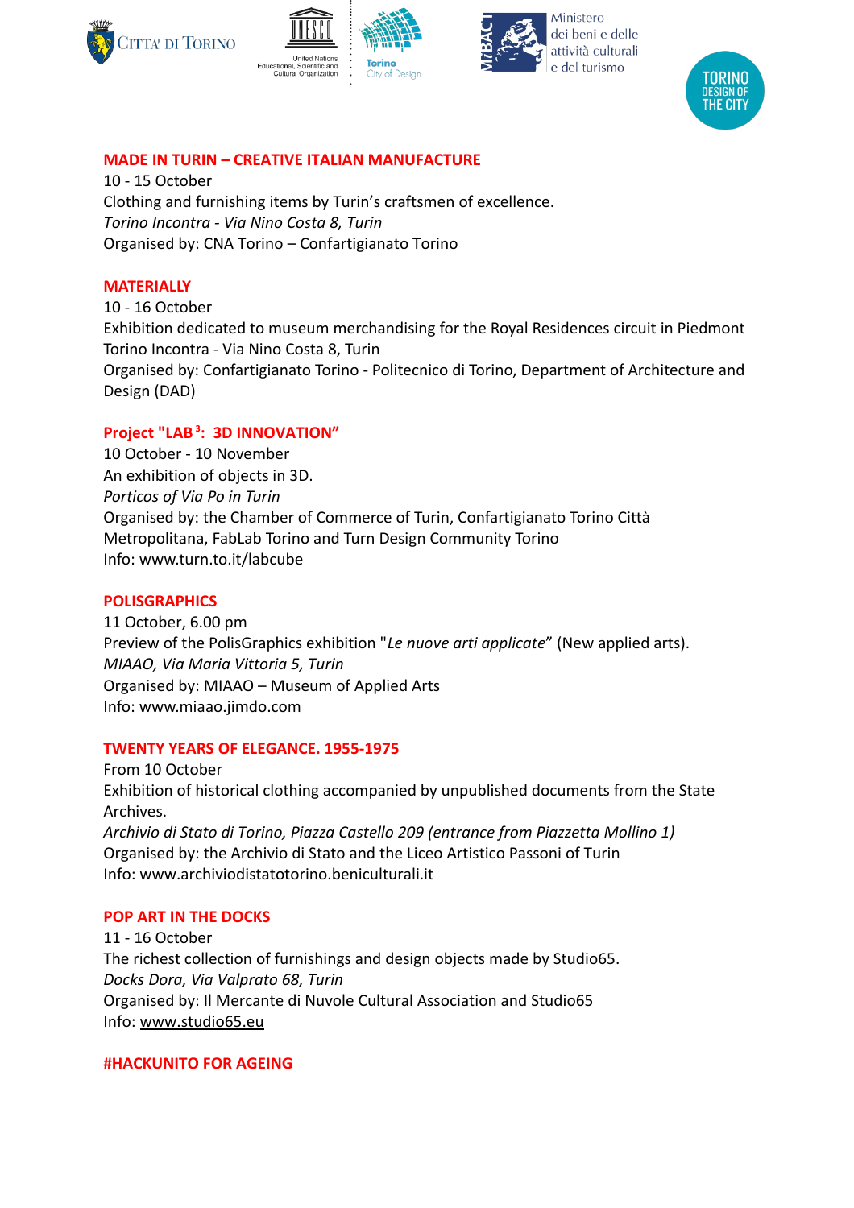**MADE IN TURIN – CREATIVE ITALIAN MANUFACTURE**
10 - 15 October
Clothing and furnishing items by Turin's craftsmen of excellence.
*Torino Incontra - Via Nino Costa 8, Turin*
Organised by: CNA Torino – Confartigianato Torino

**MATERIALLY**
10 - 16 October
Exhibition dedicated to museum merchandising for the Royal Residences circuit in Piedmont
Torino Incontra - Via Nino Costa 8, Turin
Organised by: Confartigianato Torino - Politecnico di Torino, Department of Architecture and Design (DAD)

**Project "LAB³: 3D INNOVATION"**
10 October - 10 November
An exhibition of objects in 3D.
*Porticos of Via Po in Turin*
Organised by: the Chamber of Commerce of Turin, Confartigianato Torino Città Metropolitana, FabLab Torino and Turn Design Community Torino
Info: www.turn.to.it/labcube

**POLISGRAPHICS**
11 October, 6.00 pm
Preview of the PolisGraphics exhibition "*Le nuove arti applicate*" (New applied arts).
*MIAAO, Via Maria Vittoria 5, Turin*
Organised by: MIAAO – Museum of Applied Arts
Info: www.miaao.jimdo.com

**TWENTY YEARS OF ELEGANCE. 1955-1975**
From 10 October
Exhibition of historical clothing accompanied by unpublished documents from the State Archives.
*Archivio di Stato di Torino, Piazza Castello 209 (entrance from Piazzetta Mollino 1)*
Organised by: the Archivio di Stato and the Liceo Artistico Passoni of Turin
Info: www.archiviodistatotorino.beniculturali.it

**POP ART IN THE DOCKS**
11 - 16 October
The richest collection of furnishings and design objects made by Studio65.
*Docks Dora, Via Valprato 68, Turin*
Organised by: Il Mercante di Nuvole Cultural Association and Studio65
Info: www.studio65.eu

**#HACKUNITO FOR AGEING**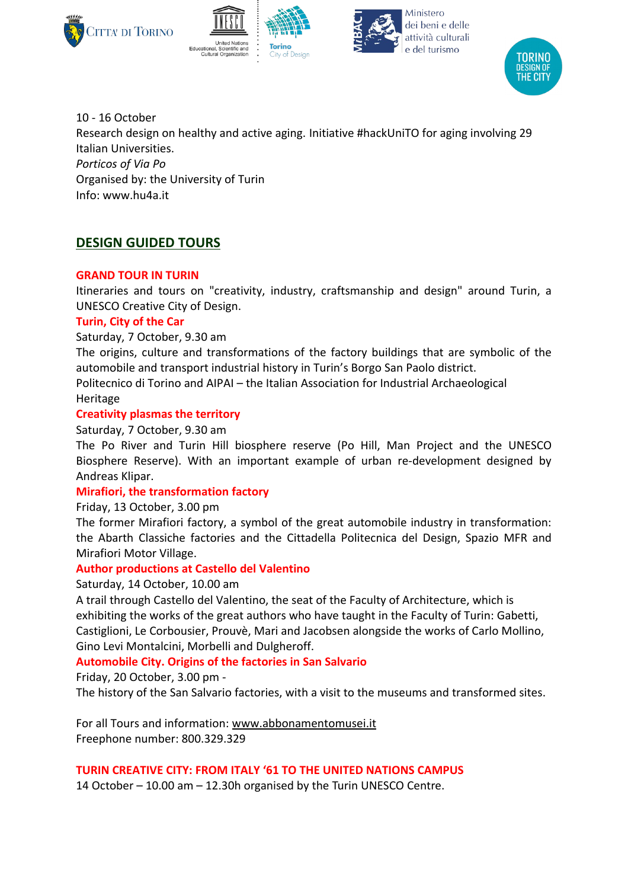10 - 16 October
Research design on healthy and active aging. Initiative #hackUniTO for aging involving 29 Italian Universities.
*Porticos of Via Po*
Organised by: the University of Turin
Info: www.hu4a.it

## DESIGN GUIDED TOURS

### GRAND TOUR IN TURIN

Itineraries and tours on "creativity, industry, craftsmanship and design" around Turin, a UNESCO Creative City of Design.

**Turin, City of the Car**
Saturday, 7 October, 9.30 am
The origins, culture and transformations of the factory buildings that are symbolic of the automobile and transport industrial history in Turin's Borgo San Paolo district.
Politecnico di Torino and AIPAI – the Italian Association for Industrial Archaeological Heritage

**Creativity plasmas the territory**
Saturday, 7 October, 9.30 am
The Po River and Turin Hill biosphere reserve (Po Hill, Man Project and the UNESCO Biosphere Reserve). With an important example of urban re-development designed by Andreas Klipar.

**Mirafiori, the transformation factory**
Friday, 13 October, 3.00 pm
The former Mirafiori factory, a symbol of the great automobile industry in transformation: the Abarth Classiche factories and the Cittadella Politecnica del Design, Spazio MFR and Mirafiori Motor Village.

**Author productions at Castello del Valentino**
Saturday, 14 October, 10.00 am
A trail through Castello del Valentino, the seat of the Faculty of Architecture, which is exhibiting the works of the great authors who have taught in the Faculty of Turin: Gabetti, Castiglioni, Le Corbousier, Prouvè, Mari and Jacobsen alongside the works of Carlo Mollino, Gino Levi Montalcini, Morbelli and Dulgheroff.

**Automobile City. Origins of the factories in San Salvario**
Friday, 20 October, 3.00 pm -
The history of the San Salvario factories, with a visit to the museums and transformed sites.

For all Tours and information: www.abbonamentomusei.it
Freephone number: 800.329.329

### TURIN CREATIVE CITY: FROM ITALY '61 TO THE UNITED NATIONS CAMPUS

14 October – 10.00 am – 12.30h organised by the Turin UNESCO Centre.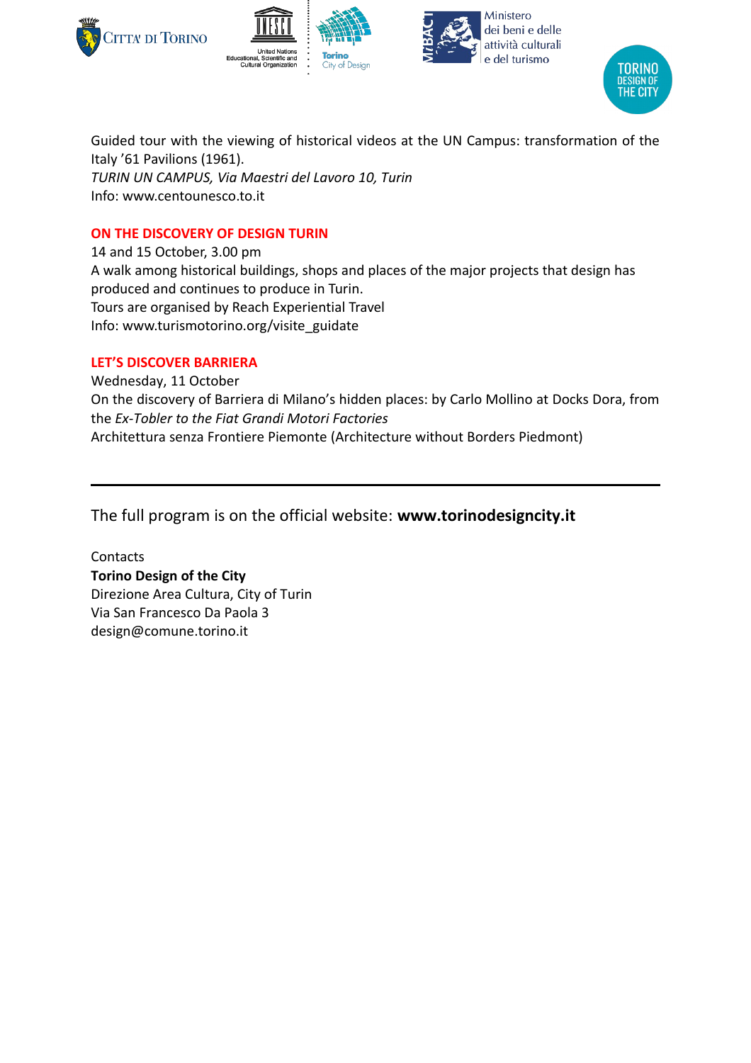Guided tour with the viewing of historical videos at the UN Campus: transformation of the Italy ’61 Pavilions (1961).
*TURIN UN CAMPUS, Via Maestri del Lavoro 10, Turin*
Info: www.centounesco.to.it

**ON THE DISCOVERY OF DESIGN TURIN**
14 and 15 October, 3.00 pm
A walk among historical buildings, shops and places of the major projects that design has produced and continues to produce in Turin.
Tours are organised by Reach Experiential Travel
Info: www.turismotorino.org/visite_guidate

**LET’S DISCOVER BARRIERA**
Wednesday, 11 October
On the discovery of Barriera di Milano’s hidden places: by Carlo Mollino at Docks Dora, from the *Ex-Tobler to the Fiat Grandi Motori Factories*
Architettura senza Frontiere Piemonte (Architecture without Borders Piedmont)

---

The full program is on the official website: **www.torinodesigncity.it**

Contacts
**Torino Design of the City**
Direzione Area Cultura, City of Turin
Via San Francesco Da Paola 3
design@comune.torino.it